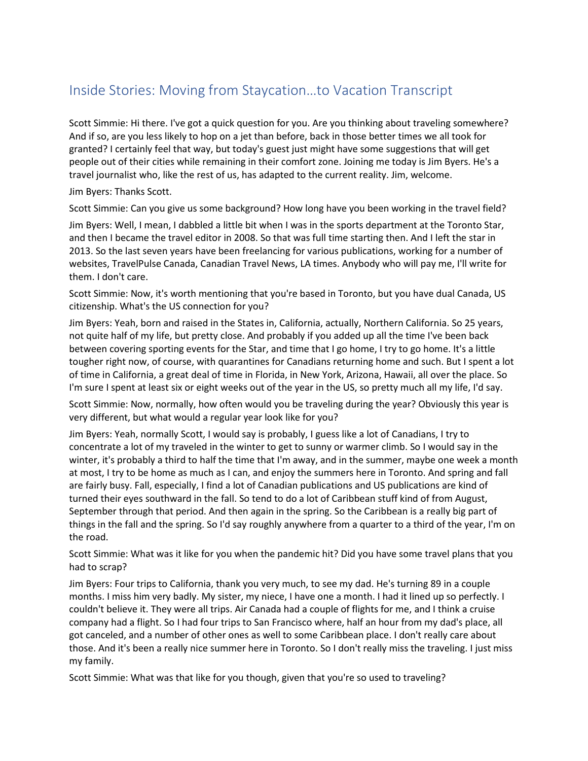# Inside Stories: Moving from Staycation…to Vacation Transcript

Scott Simmie: Hi there. I've got a quick question for you. Are you thinking about traveling somewhere? And if so, are you less likely to hop on a jet than before, back in those better times we all took for granted? I certainly feel that way, but today's guest just might have some suggestions that will get people out of their cities while remaining in their comfort zone. Joining me today is Jim Byers. He's a travel journalist who, like the rest of us, has adapted to the current reality. Jim, welcome.

Jim Byers: Thanks Scott.

Scott Simmie: Can you give us some background? How long have you been working in the travel field?

Jim Byers: Well, I mean, I dabbled a little bit when I was in the sports department at the Toronto Star, and then I became the travel editor in 2008. So that was full time starting then. And I left the star in 2013. So the last seven years have been freelancing for various publications, working for a number of websites, TravelPulse Canada, Canadian Travel News, LA times. Anybody who will pay me, I'll write for them. I don't care.

Scott Simmie: Now, it's worth mentioning that you're based in Toronto, but you have dual Canada, US citizenship. What's the US connection for you?

Jim Byers: Yeah, born and raised in the States in, California, actually, Northern California. So 25 years, not quite half of my life, but pretty close. And probably if you added up all the time I've been back between covering sporting events for the Star, and time that I go home, I try to go home. It's a little tougher right now, of course, with quarantines for Canadians returning home and such. But I spent a lot of time in California, a great deal of time in Florida, in New York, Arizona, Hawaii, all over the place. So I'm sure I spent at least six or eight weeks out of the year in the US, so pretty much all my life, I'd say.

Scott Simmie: Now, normally, how often would you be traveling during the year? Obviously this year is very different, but what would a regular year look like for you?

Jim Byers: Yeah, normally Scott, I would say is probably, I guess like a lot of Canadians, I try to concentrate a lot of my traveled in the winter to get to sunny or warmer climb. So I would say in the winter, it's probably a third to half the time that I'm away, and in the summer, maybe one week a month at most, I try to be home as much as I can, and enjoy the summers here in Toronto. And spring and fall are fairly busy. Fall, especially, I find a lot of Canadian publications and US publications are kind of turned their eyes southward in the fall. So tend to do a lot of Caribbean stuff kind of from August, September through that period. And then again in the spring. So the Caribbean is a really big part of things in the fall and the spring. So I'd say roughly anywhere from a quarter to a third of the year, I'm on the road.

Scott Simmie: What was it like for you when the pandemic hit? Did you have some travel plans that you had to scrap?

Jim Byers: Four trips to California, thank you very much, to see my dad. He's turning 89 in a couple months. I miss him very badly. My sister, my niece, I have one a month. I had it lined up so perfectly. I couldn't believe it. They were all trips. Air Canada had a couple of flights for me, and I think a cruise company had a flight. So I had four trips to San Francisco where, half an hour from my dad's place, all got canceled, and a number of other ones as well to some Caribbean place. I don't really care about those. And it's been a really nice summer here in Toronto. So I don't really miss the traveling. I just miss my family.

Scott Simmie: What was that like for you though, given that you're so used to traveling?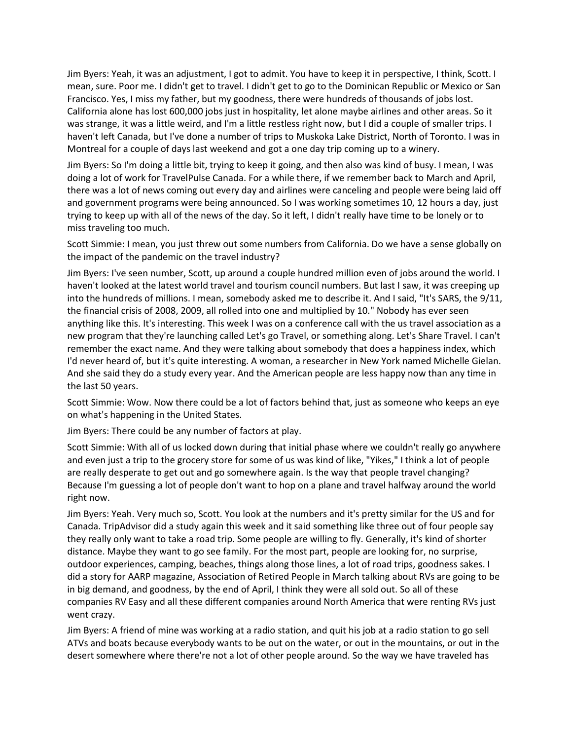Jim Byers: Yeah, it was an adjustment, I got to admit. You have to keep it in perspective, I think, Scott. I mean, sure. Poor me. I didn't get to travel. I didn't get to go to the Dominican Republic or Mexico or San Francisco. Yes, I miss my father, but my goodness, there were hundreds of thousands of jobs lost. California alone has lost 600,000 jobs just in hospitality, let alone maybe airlines and other areas. So it was strange, it was a little weird, and I'm a little restless right now, but I did a couple of smaller trips. I haven't left Canada, but I've done a number of trips to Muskoka Lake District, North of Toronto. I was in Montreal for a couple of days last weekend and got a one day trip coming up to a winery.

Jim Byers: So I'm doing a little bit, trying to keep it going, and then also was kind of busy. I mean, I was doing a lot of work for TravelPulse Canada. For a while there, if we remember back to March and April, there was a lot of news coming out every day and airlines were canceling and people were being laid off and government programs were being announced. So I was working sometimes 10, 12 hours a day, just trying to keep up with all of the news of the day. So it left, I didn't really have time to be lonely or to miss traveling too much.

Scott Simmie: I mean, you just threw out some numbers from California. Do we have a sense globally on the impact of the pandemic on the travel industry?

Jim Byers: I've seen number, Scott, up around a couple hundred million even of jobs around the world. I haven't looked at the latest world travel and tourism council numbers. But last I saw, it was creeping up into the hundreds of millions. I mean, somebody asked me to describe it. And I said, "It's SARS, the 9/11, the financial crisis of 2008, 2009, all rolled into one and multiplied by 10." Nobody has ever seen anything like this. It's interesting. This week I was on a conference call with the us travel association as a new program that they're launching called Let's go Travel, or something along. Let's Share Travel. I can't remember the exact name. And they were talking about somebody that does a happiness index, which I'd never heard of, but it's quite interesting. A woman, a researcher in New York named Michelle Gielan. And she said they do a study every year. And the American people are less happy now than any time in the last 50 years.

Scott Simmie: Wow. Now there could be a lot of factors behind that, just as someone who keeps an eye on what's happening in the United States.

Jim Byers: There could be any number of factors at play.

Scott Simmie: With all of us locked down during that initial phase where we couldn't really go anywhere and even just a trip to the grocery store for some of us was kind of like, "Yikes," I think a lot of people are really desperate to get out and go somewhere again. Is the way that people travel changing? Because I'm guessing a lot of people don't want to hop on a plane and travel halfway around the world right now.

Jim Byers: Yeah. Very much so, Scott. You look at the numbers and it's pretty similar for the US and for Canada. TripAdvisor did a study again this week and it said something like three out of four people say they really only want to take a road trip. Some people are willing to fly. Generally, it's kind of shorter distance. Maybe they want to go see family. For the most part, people are looking for, no surprise, outdoor experiences, camping, beaches, things along those lines, a lot of road trips, goodness sakes. I did a story for AARP magazine, Association of Retired People in March talking about RVs are going to be in big demand, and goodness, by the end of April, I think they were all sold out. So all of these companies RV Easy and all these different companies around North America that were renting RVs just went crazy.

Jim Byers: A friend of mine was working at a radio station, and quit his job at a radio station to go sell ATVs and boats because everybody wants to be out on the water, or out in the mountains, or out in the desert somewhere where there're not a lot of other people around. So the way we have traveled has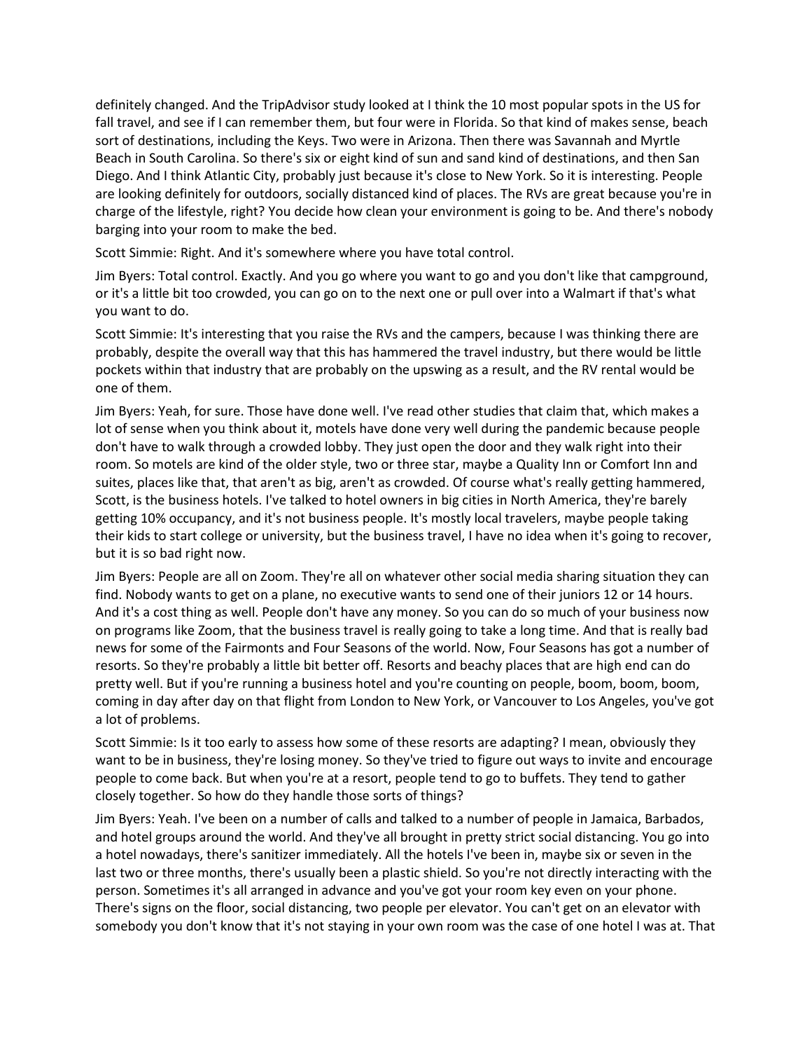definitely changed. And the TripAdvisor study looked at I think the 10 most popular spots in the US for fall travel, and see if I can remember them, but four were in Florida. So that kind of makes sense, beach sort of destinations, including the Keys. Two were in Arizona. Then there was Savannah and Myrtle Beach in South Carolina. So there's six or eight kind of sun and sand kind of destinations, and then San Diego. And I think Atlantic City, probably just because it's close to New York. So it is interesting. People are looking definitely for outdoors, socially distanced kind of places. The RVs are great because you're in charge of the lifestyle, right? You decide how clean your environment is going to be. And there's nobody barging into your room to make the bed.

Scott Simmie: Right. And it's somewhere where you have total control.

Jim Byers: Total control. Exactly. And you go where you want to go and you don't like that campground, or it's a little bit too crowded, you can go on to the next one or pull over into a Walmart if that's what you want to do.

Scott Simmie: It's interesting that you raise the RVs and the campers, because I was thinking there are probably, despite the overall way that this has hammered the travel industry, but there would be little pockets within that industry that are probably on the upswing as a result, and the RV rental would be one of them.

Jim Byers: Yeah, for sure. Those have done well. I've read other studies that claim that, which makes a lot of sense when you think about it, motels have done very well during the pandemic because people don't have to walk through a crowded lobby. They just open the door and they walk right into their room. So motels are kind of the older style, two or three star, maybe a Quality Inn or Comfort Inn and suites, places like that, that aren't as big, aren't as crowded. Of course what's really getting hammered, Scott, is the business hotels. I've talked to hotel owners in big cities in North America, they're barely getting 10% occupancy, and it's not business people. It's mostly local travelers, maybe people taking their kids to start college or university, but the business travel, I have no idea when it's going to recover, but it is so bad right now.

Jim Byers: People are all on Zoom. They're all on whatever other social media sharing situation they can find. Nobody wants to get on a plane, no executive wants to send one of their juniors 12 or 14 hours. And it's a cost thing as well. People don't have any money. So you can do so much of your business now on programs like Zoom, that the business travel is really going to take a long time. And that is really bad news for some of the Fairmonts and Four Seasons of the world. Now, Four Seasons has got a number of resorts. So they're probably a little bit better off. Resorts and beachy places that are high end can do pretty well. But if you're running a business hotel and you're counting on people, boom, boom, boom, coming in day after day on that flight from London to New York, or Vancouver to Los Angeles, you've got a lot of problems.

Scott Simmie: Is it too early to assess how some of these resorts are adapting? I mean, obviously they want to be in business, they're losing money. So they've tried to figure out ways to invite and encourage people to come back. But when you're at a resort, people tend to go to buffets. They tend to gather closely together. So how do they handle those sorts of things?

Jim Byers: Yeah. I've been on a number of calls and talked to a number of people in Jamaica, Barbados, and hotel groups around the world. And they've all brought in pretty strict social distancing. You go into a hotel nowadays, there's sanitizer immediately. All the hotels I've been in, maybe six or seven in the last two or three months, there's usually been a plastic shield. So you're not directly interacting with the person. Sometimes it's all arranged in advance and you've got your room key even on your phone. There's signs on the floor, social distancing, two people per elevator. You can't get on an elevator with somebody you don't know that it's not staying in your own room was the case of one hotel I was at. That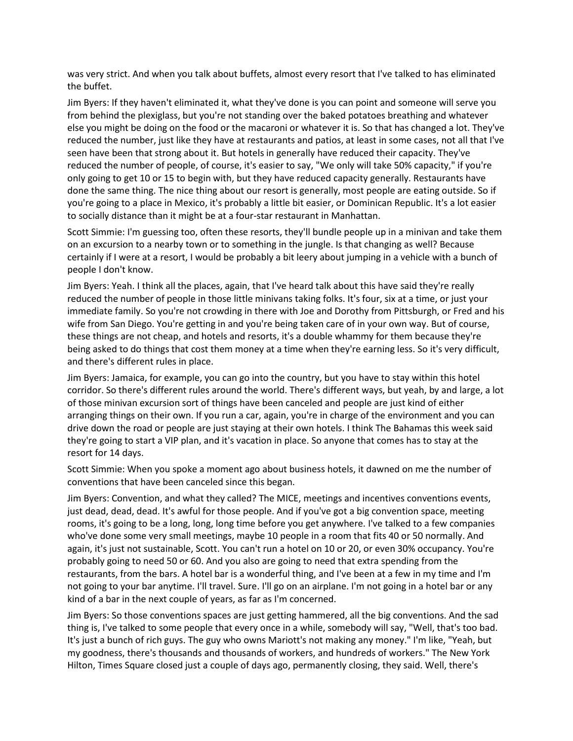was very strict. And when you talk about buffets, almost every resort that I've talked to has eliminated the buffet.

Jim Byers: If they haven't eliminated it, what they've done is you can point and someone will serve you from behind the plexiglass, but you're not standing over the baked potatoes breathing and whatever else you might be doing on the food or the macaroni or whatever it is. So that has changed a lot. They've reduced the number, just like they have at restaurants and patios, at least in some cases, not all that I've seen have been that strong about it. But hotels in generally have reduced their capacity. They've reduced the number of people, of course, it's easier to say, "We only will take 50% capacity," if you're only going to get 10 or 15 to begin with, but they have reduced capacity generally. Restaurants have done the same thing. The nice thing about our resort is generally, most people are eating outside. So if you're going to a place in Mexico, it's probably a little bit easier, or Dominican Republic. It's a lot easier to socially distance than it might be at a four-star restaurant in Manhattan.

Scott Simmie: I'm guessing too, often these resorts, they'll bundle people up in a minivan and take them on an excursion to a nearby town or to something in the jungle. Is that changing as well? Because certainly if I were at a resort, I would be probably a bit leery about jumping in a vehicle with a bunch of people I don't know.

Jim Byers: Yeah. I think all the places, again, that I've heard talk about this have said they're really reduced the number of people in those little minivans taking folks. It's four, six at a time, or just your immediate family. So you're not crowding in there with Joe and Dorothy from Pittsburgh, or Fred and his wife from San Diego. You're getting in and you're being taken care of in your own way. But of course, these things are not cheap, and hotels and resorts, it's a double whammy for them because they're being asked to do things that cost them money at a time when they're earning less. So it's very difficult, and there's different rules in place.

Jim Byers: Jamaica, for example, you can go into the country, but you have to stay within this hotel corridor. So there's different rules around the world. There's different ways, but yeah, by and large, a lot of those minivan excursion sort of things have been canceled and people are just kind of either arranging things on their own. If you run a car, again, you're in charge of the environment and you can drive down the road or people are just staying at their own hotels. I think The Bahamas this week said they're going to start a VIP plan, and it's vacation in place. So anyone that comes has to stay at the resort for 14 days.

Scott Simmie: When you spoke a moment ago about business hotels, it dawned on me the number of conventions that have been canceled since this began.

Jim Byers: Convention, and what they called? The MICE, meetings and incentives conventions events, just dead, dead, dead. It's awful for those people. And if you've got a big convention space, meeting rooms, it's going to be a long, long, long time before you get anywhere. I've talked to a few companies who've done some very small meetings, maybe 10 people in a room that fits 40 or 50 normally. And again, it's just not sustainable, Scott. You can't run a hotel on 10 or 20, or even 30% occupancy. You're probably going to need 50 or 60. And you also are going to need that extra spending from the restaurants, from the bars. A hotel bar is a wonderful thing, and I've been at a few in my time and I'm not going to your bar anytime. I'll travel. Sure. I'll go on an airplane. I'm not going in a hotel bar or any kind of a bar in the next couple of years, as far as I'm concerned.

Jim Byers: So those conventions spaces are just getting hammered, all the big conventions. And the sad thing is, I've talked to some people that every once in a while, somebody will say, "Well, that's too bad. It's just a bunch of rich guys. The guy who owns Mariott's not making any money." I'm like, "Yeah, but my goodness, there's thousands and thousands of workers, and hundreds of workers." The New York Hilton, Times Square closed just a couple of days ago, permanently closing, they said. Well, there's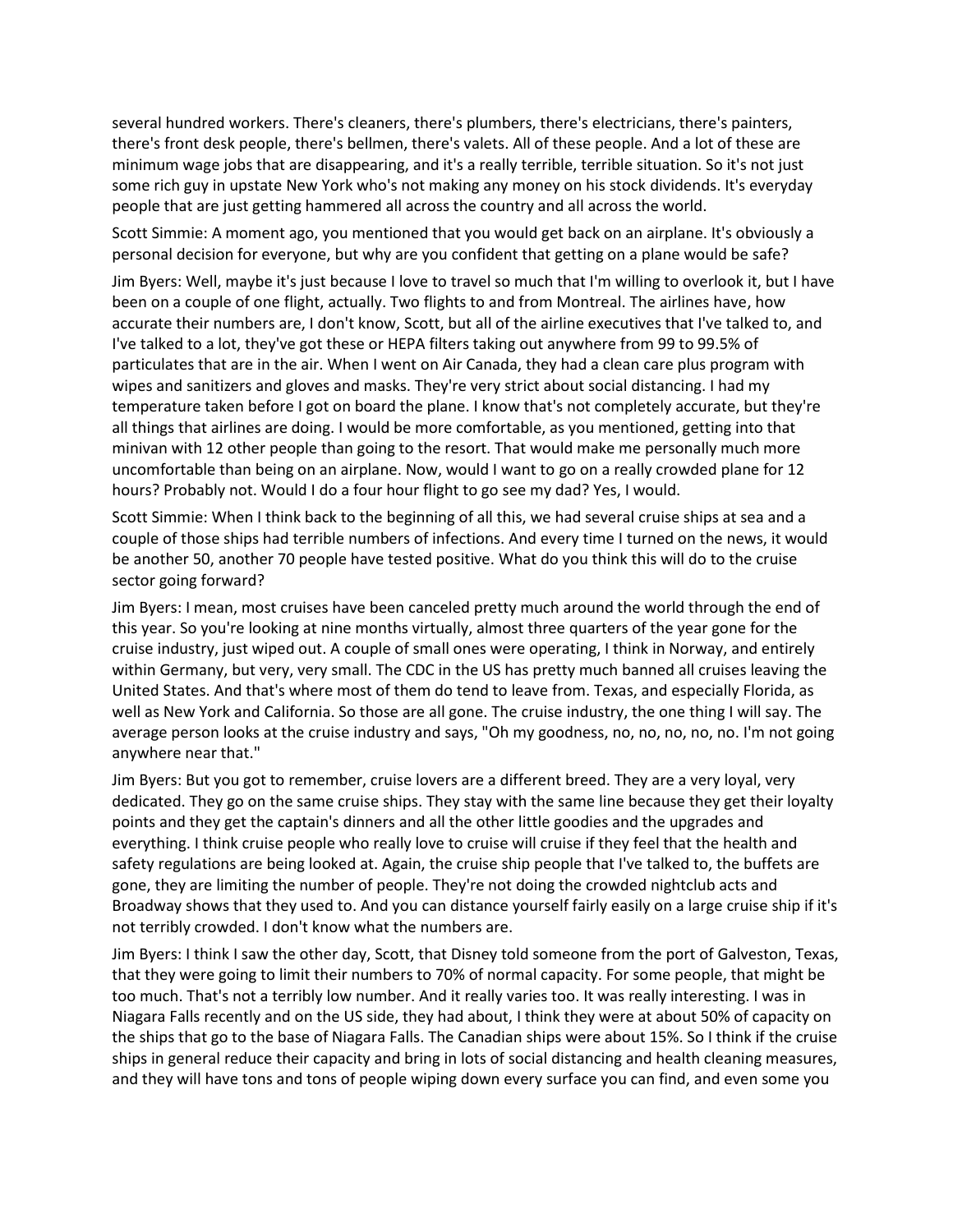several hundred workers. There's cleaners, there's plumbers, there's electricians, there's painters, there's front desk people, there's bellmen, there's valets. All of these people. And a lot of these are minimum wage jobs that are disappearing, and it's a really terrible, terrible situation. So it's not just some rich guy in upstate New York who's not making any money on his stock dividends. It's everyday people that are just getting hammered all across the country and all across the world.

Scott Simmie: A moment ago, you mentioned that you would get back on an airplane. It's obviously a personal decision for everyone, but why are you confident that getting on a plane would be safe?

Jim Byers: Well, maybe it's just because I love to travel so much that I'm willing to overlook it, but I have been on a couple of one flight, actually. Two flights to and from Montreal. The airlines have, how accurate their numbers are, I don't know, Scott, but all of the airline executives that I've talked to, and I've talked to a lot, they've got these or HEPA filters taking out anywhere from 99 to 99.5% of particulates that are in the air. When I went on Air Canada, they had a clean care plus program with wipes and sanitizers and gloves and masks. They're very strict about social distancing. I had my temperature taken before I got on board the plane. I know that's not completely accurate, but they're all things that airlines are doing. I would be more comfortable, as you mentioned, getting into that minivan with 12 other people than going to the resort. That would make me personally much more uncomfortable than being on an airplane. Now, would I want to go on a really crowded plane for 12 hours? Probably not. Would I do a four hour flight to go see my dad? Yes, I would.

Scott Simmie: When I think back to the beginning of all this, we had several cruise ships at sea and a couple of those ships had terrible numbers of infections. And every time I turned on the news, it would be another 50, another 70 people have tested positive. What do you think this will do to the cruise sector going forward?

Jim Byers: I mean, most cruises have been canceled pretty much around the world through the end of this year. So you're looking at nine months virtually, almost three quarters of the year gone for the cruise industry, just wiped out. A couple of small ones were operating, I think in Norway, and entirely within Germany, but very, very small. The CDC in the US has pretty much banned all cruises leaving the United States. And that's where most of them do tend to leave from. Texas, and especially Florida, as well as New York and California. So those are all gone. The cruise industry, the one thing I will say. The average person looks at the cruise industry and says, "Oh my goodness, no, no, no, no, no. I'm not going anywhere near that."

Jim Byers: But you got to remember, cruise lovers are a different breed. They are a very loyal, very dedicated. They go on the same cruise ships. They stay with the same line because they get their loyalty points and they get the captain's dinners and all the other little goodies and the upgrades and everything. I think cruise people who really love to cruise will cruise if they feel that the health and safety regulations are being looked at. Again, the cruise ship people that I've talked to, the buffets are gone, they are limiting the number of people. They're not doing the crowded nightclub acts and Broadway shows that they used to. And you can distance yourself fairly easily on a large cruise ship if it's not terribly crowded. I don't know what the numbers are.

Jim Byers: I think I saw the other day, Scott, that Disney told someone from the port of Galveston, Texas, that they were going to limit their numbers to 70% of normal capacity. For some people, that might be too much. That's not a terribly low number. And it really varies too. It was really interesting. I was in Niagara Falls recently and on the US side, they had about, I think they were at about 50% of capacity on the ships that go to the base of Niagara Falls. The Canadian ships were about 15%. So I think if the cruise ships in general reduce their capacity and bring in lots of social distancing and health cleaning measures, and they will have tons and tons of people wiping down every surface you can find, and even some you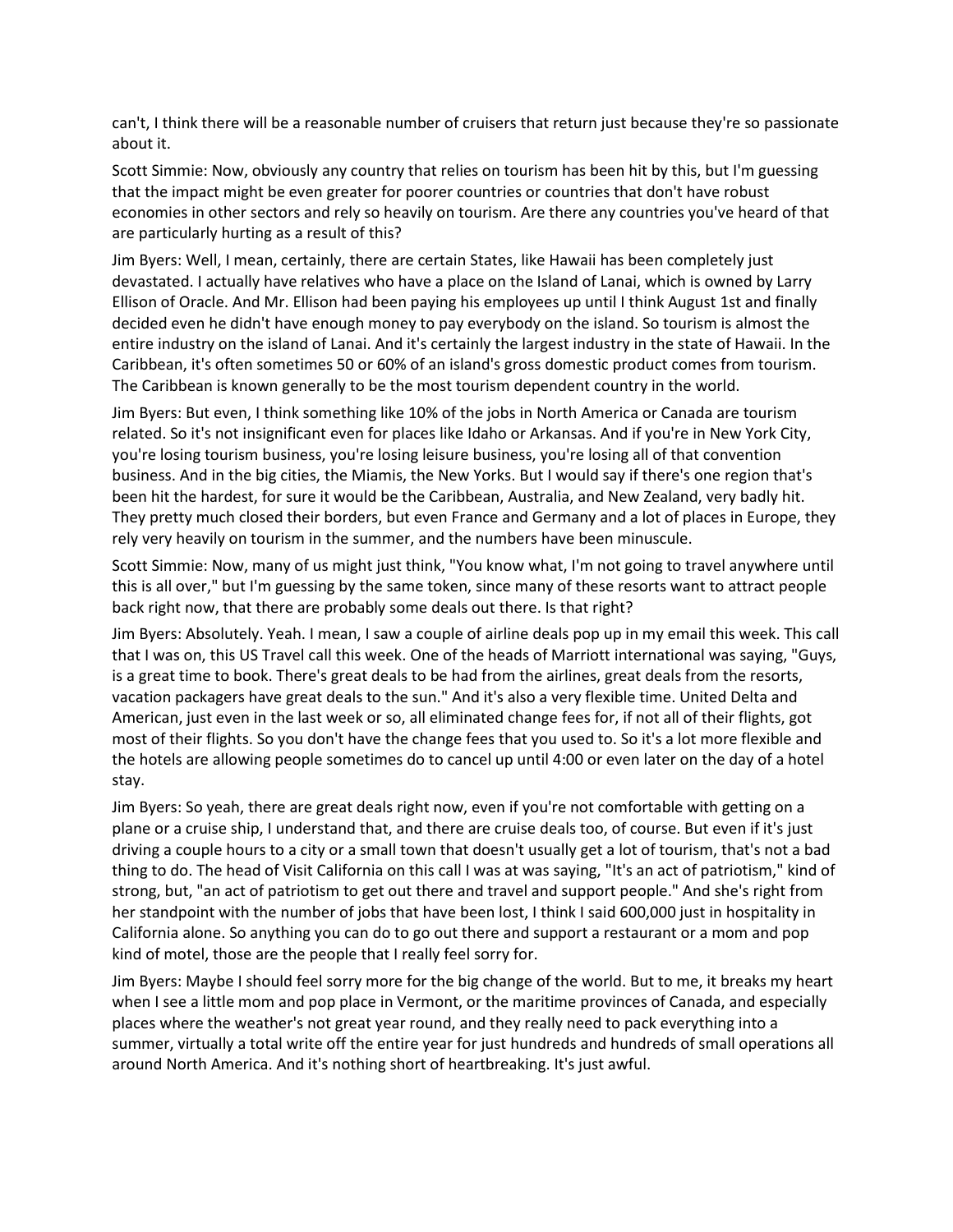can't, I think there will be a reasonable number of cruisers that return just because they're so passionate about it.

Scott Simmie: Now, obviously any country that relies on tourism has been hit by this, but I'm guessing that the impact might be even greater for poorer countries or countries that don't have robust economies in other sectors and rely so heavily on tourism. Are there any countries you've heard of that are particularly hurting as a result of this?

Jim Byers: Well, I mean, certainly, there are certain States, like Hawaii has been completely just devastated. I actually have relatives who have a place on the Island of Lanai, which is owned by Larry Ellison of Oracle. And Mr. Ellison had been paying his employees up until I think August 1st and finally decided even he didn't have enough money to pay everybody on the island. So tourism is almost the entire industry on the island of Lanai. And it's certainly the largest industry in the state of Hawaii. In the Caribbean, it's often sometimes 50 or 60% of an island's gross domestic product comes from tourism. The Caribbean is known generally to be the most tourism dependent country in the world.

Jim Byers: But even, I think something like 10% of the jobs in North America or Canada are tourism related. So it's not insignificant even for places like Idaho or Arkansas. And if you're in New York City, you're losing tourism business, you're losing leisure business, you're losing all of that convention business. And in the big cities, the Miamis, the New Yorks. But I would say if there's one region that's been hit the hardest, for sure it would be the Caribbean, Australia, and New Zealand, very badly hit. They pretty much closed their borders, but even France and Germany and a lot of places in Europe, they rely very heavily on tourism in the summer, and the numbers have been minuscule.

Scott Simmie: Now, many of us might just think, "You know what, I'm not going to travel anywhere until this is all over," but I'm guessing by the same token, since many of these resorts want to attract people back right now, that there are probably some deals out there. Is that right?

Jim Byers: Absolutely. Yeah. I mean, I saw a couple of airline deals pop up in my email this week. This call that I was on, this US Travel call this week. One of the heads of Marriott international was saying, "Guys, is a great time to book. There's great deals to be had from the airlines, great deals from the resorts, vacation packagers have great deals to the sun." And it's also a very flexible time. United Delta and American, just even in the last week or so, all eliminated change fees for, if not all of their flights, got most of their flights. So you don't have the change fees that you used to. So it's a lot more flexible and the hotels are allowing people sometimes do to cancel up until 4:00 or even later on the day of a hotel stay.

Jim Byers: So yeah, there are great deals right now, even if you're not comfortable with getting on a plane or a cruise ship, I understand that, and there are cruise deals too, of course. But even if it's just driving a couple hours to a city or a small town that doesn't usually get a lot of tourism, that's not a bad thing to do. The head of Visit California on this call I was at was saying, "It's an act of patriotism," kind of strong, but, "an act of patriotism to get out there and travel and support people." And she's right from her standpoint with the number of jobs that have been lost, I think I said 600,000 just in hospitality in California alone. So anything you can do to go out there and support a restaurant or a mom and pop kind of motel, those are the people that I really feel sorry for.

Jim Byers: Maybe I should feel sorry more for the big change of the world. But to me, it breaks my heart when I see a little mom and pop place in Vermont, or the maritime provinces of Canada, and especially places where the weather's not great year round, and they really need to pack everything into a summer, virtually a total write off the entire year for just hundreds and hundreds of small operations all around North America. And it's nothing short of heartbreaking. It's just awful.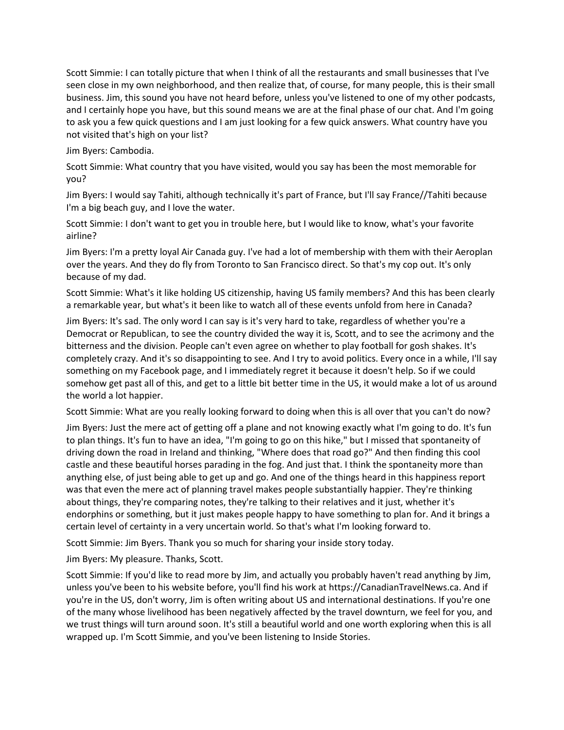Scott Simmie: I can totally picture that when I think of all the restaurants and small businesses that I've seen close in my own neighborhood, and then realize that, of course, for many people, this is their small business. Jim, this sound you have not heard before, unless you've listened to one of my other podcasts, and I certainly hope you have, but this sound means we are at the final phase of our chat. And I'm going to ask you a few quick questions and I am just looking for a few quick answers. What country have you not visited that's high on your list?

Jim Byers: Cambodia.

Scott Simmie: What country that you have visited, would you say has been the most memorable for you?

Jim Byers: I would say Tahiti, although technically it's part of France, but I'll say France//Tahiti because I'm a big beach guy, and I love the water.

Scott Simmie: I don't want to get you in trouble here, but I would like to know, what's your favorite airline?

Jim Byers: I'm a pretty loyal Air Canada guy. I've had a lot of membership with them with their Aeroplan over the years. And they do fly from Toronto to San Francisco direct. So that's my cop out. It's only because of my dad.

Scott Simmie: What's it like holding US citizenship, having US family members? And this has been clearly a remarkable year, but what's it been like to watch all of these events unfold from here in Canada?

Jim Byers: It's sad. The only word I can say is it's very hard to take, regardless of whether you're a Democrat or Republican, to see the country divided the way it is, Scott, and to see the acrimony and the bitterness and the division. People can't even agree on whether to play football for gosh shakes. It's completely crazy. And it's so disappointing to see. And I try to avoid politics. Every once in a while, I'll say something on my Facebook page, and I immediately regret it because it doesn't help. So if we could somehow get past all of this, and get to a little bit better time in the US, it would make a lot of us around the world a lot happier.

Scott Simmie: What are you really looking forward to doing when this is all over that you can't do now?

Jim Byers: Just the mere act of getting off a plane and not knowing exactly what I'm going to do. It's fun to plan things. It's fun to have an idea, "I'm going to go on this hike," but I missed that spontaneity of driving down the road in Ireland and thinking, "Where does that road go?" And then finding this cool castle and these beautiful horses parading in the fog. And just that. I think the spontaneity more than anything else, of just being able to get up and go. And one of the things heard in this happiness report was that even the mere act of planning travel makes people substantially happier. They're thinking about things, they're comparing notes, they're talking to their relatives and it just, whether it's endorphins or something, but it just makes people happy to have something to plan for. And it brings a certain level of certainty in a very uncertain world. So that's what I'm looking forward to.

Scott Simmie: Jim Byers. Thank you so much for sharing your inside story today.

Jim Byers: My pleasure. Thanks, Scott.

Scott Simmie: If you'd like to read more by Jim, and actually you probably haven't read anything by Jim, unless you've been to his website before, you'll find his work at https://CanadianTravelNews.ca. And if you're in the US, don't worry, Jim is often writing about US and international destinations. If you're one of the many whose livelihood has been negatively affected by the travel downturn, we feel for you, and we trust things will turn around soon. It's still a beautiful world and one worth exploring when this is all wrapped up. I'm Scott Simmie, and you've been listening to Inside Stories.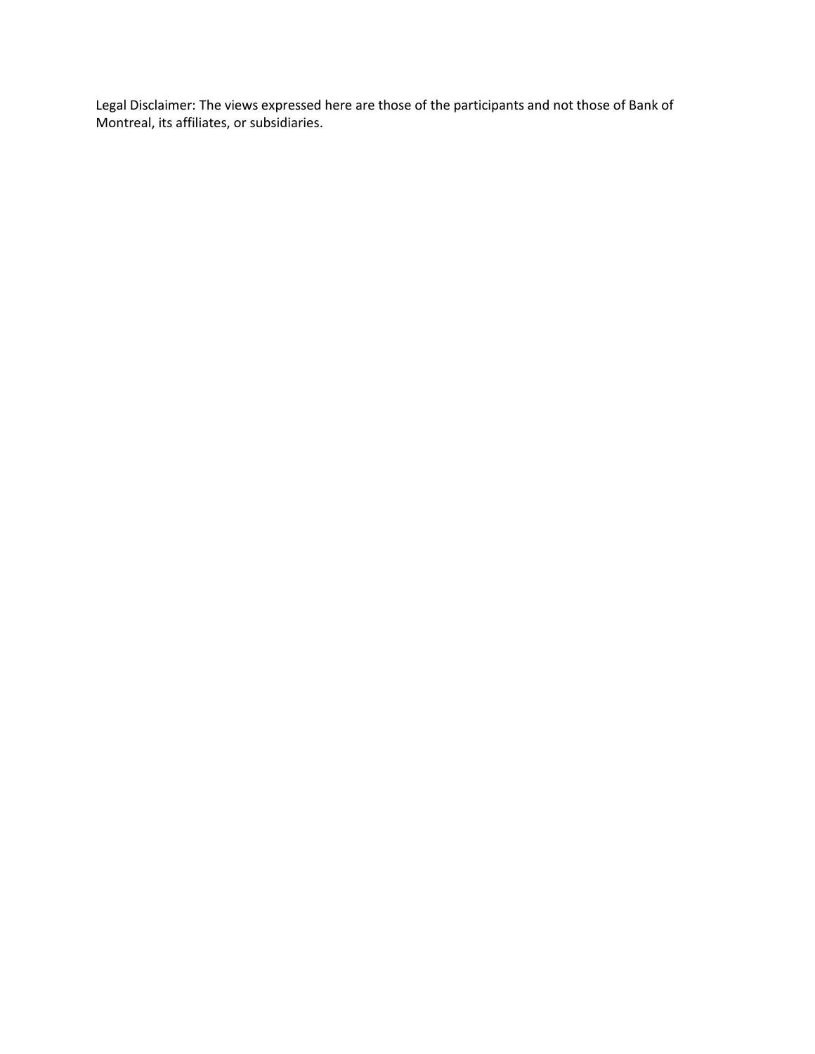Legal Disclaimer: The views expressed here are those of the participants and not those of Bank of Montreal, its affiliates, or subsidiaries.